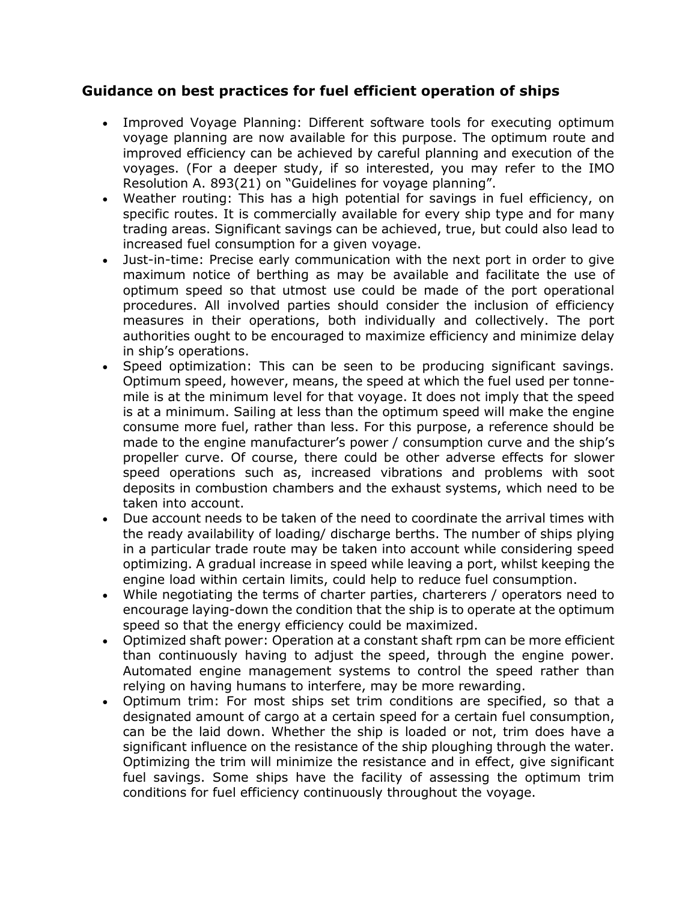## Guidance on best practices for fuel efficient operation of ships

- Improved Voyage Planning: Different software tools for executing optimum voyage planning are now available for this purpose. The optimum route and improved efficiency can be achieved by careful planning and execution of the voyages. (For a deeper study, if so interested, you may refer to the IMO Resolution A. 893(21) on "Guidelines for voyage planning".
- Weather routing: This has a high potential for savings in fuel efficiency, on specific routes. It is commercially available for every ship type and for many trading areas. Significant savings can be achieved, true, but could also lead to increased fuel consumption for a given voyage.
- Just-in-time: Precise early communication with the next port in order to give maximum notice of berthing as may be available and facilitate the use of optimum speed so that utmost use could be made of the port operational procedures. All involved parties should consider the inclusion of efficiency measures in their operations, both individually and collectively. The port authorities ought to be encouraged to maximize efficiency and minimize delay in ship's operations.
- Speed optimization: This can be seen to be producing significant savings. Optimum speed, however, means, the speed at which the fuel used per tonne-mile is at the minimum level for that voyage. It does not imply that the speed is at a minimum. Sailing at less than the optimum speed will make the engine consume more fuel, rather than less. For this purpose, a reference should be made to the engine manufacturer's power / consumption curve and the ship's propeller curve. Of course, there could be other adverse effects for slower speed operations such as, increased vibrations and problems with soot deposits in combustion chambers and the exhaust systems, which need to be taken into account.
- Due account needs to be taken of the need to coordinate the arrival times with the ready availability of loading/ discharge berths. The number of ships plying in a particular trade route may be taken into account while considering speed optimizing. A gradual increase in speed while leaving a port, whilst keeping the engine load within certain limits, could help to reduce fuel consumption.
- While negotiating the terms of charter parties, charterers / operators need to encourage laying-down the condition that the ship is to operate at the optimum speed so that the energy efficiency could be maximized.
- Optimized shaft power: Operation at a constant shaft rpm can be more efficient than continuously having to adjust the speed, through the engine power. Automated engine management systems to control the speed rather than relying on having humans to interfere, may be more rewarding.
- Optimum trim: For most ships set trim conditions are specified, so that a designated amount of cargo at a certain speed for a certain fuel consumption, can be the laid down. Whether the ship is loaded or not, trim does have a significant influence on the resistance of the ship ploughing through the water. Optimizing the trim will minimize the resistance and in effect, give significant fuel savings. Some ships have the facility of assessing the optimum trim conditions for fuel efficiency continuously throughout the voyage.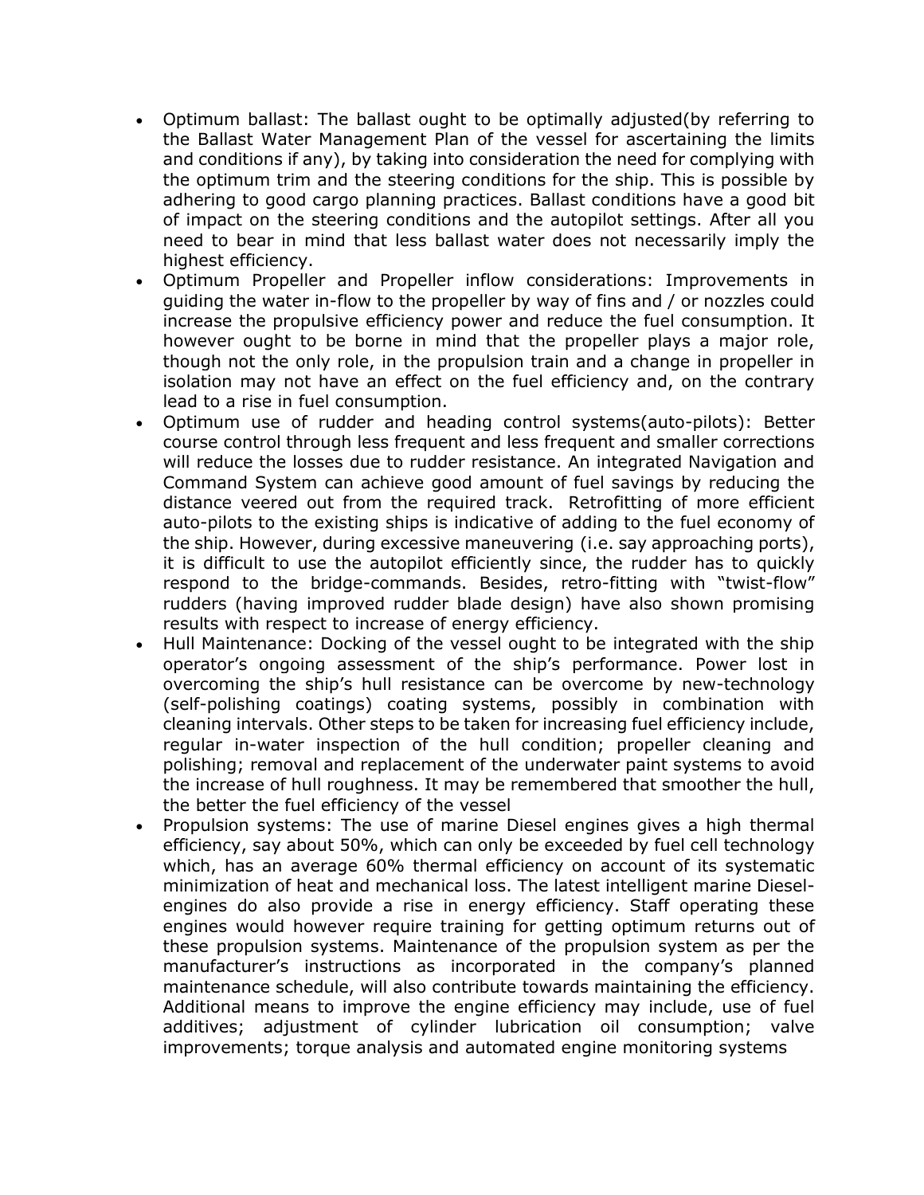- Optimum ballast: The ballast ought to be optimally adjusted(by referring to the Ballast Water Management Plan of the vessel for ascertaining the limits and conditions if any), by taking into consideration the need for complying with the optimum trim and the steering conditions for the ship. This is possible by adhering to good cargo planning practices. Ballast conditions have a good bit of impact on the steering conditions and the autopilot settings. After all you need to bear in mind that less ballast water does not necessarily imply the highest efficiency.
- Optimum Propeller and Propeller inflow considerations: Improvements in guiding the water in-flow to the propeller by way of fins and / or nozzles could increase the propulsive efficiency power and reduce the fuel consumption. It however ought to be borne in mind that the propeller plays a major role, though not the only role, in the propulsion train and a change in propeller in isolation may not have an effect on the fuel efficiency and, on the contrary lead to a rise in fuel consumption.
- Optimum use of rudder and heading control systems(auto-pilots): Better course control through less frequent and less frequent and smaller corrections will reduce the losses due to rudder resistance. An integrated Navigation and Command System can achieve good amount of fuel savings by reducing the distance veered out from the required track. Retrofitting of more efficient auto-pilots to the existing ships is indicative of adding to the fuel economy of the ship. However, during excessive maneuvering (i.e. say approaching ports), it is difficult to use the autopilot efficiently since, the rudder has to quickly respond to the bridge-commands. Besides, retro-fitting with "twist-flow" rudders (having improved rudder blade design) have also shown promising results with respect to increase of energy efficiency.
- Hull Maintenance: Docking of the vessel ought to be integrated with the ship operator's ongoing assessment of the ship's performance. Power lost in overcoming the ship's hull resistance can be overcome by new-technology (self-polishing coatings) coating systems, possibly in combination with cleaning intervals. Other steps to be taken for increasing fuel efficiency include, regular in-water inspection of the hull condition; propeller cleaning and polishing; removal and replacement of the underwater paint systems to avoid the increase of hull roughness. It may be remembered that smoother the hull, the better the fuel efficiency of the vessel
- Propulsion systems: The use of marine Diesel engines gives a high thermal efficiency, say about 50%, which can only be exceeded by fuel cell technology which, has an average 60% thermal efficiency on account of its systematic minimization of heat and mechanical loss. The latest intelligent marine Diesel-engines do also provide a rise in energy efficiency. Staff operating these engines would however require training for getting optimum returns out of these propulsion systems. Maintenance of the propulsion system as per the manufacturer's instructions as incorporated in the company's planned maintenance schedule, will also contribute towards maintaining the efficiency. Additional means to improve the engine efficiency may include, use of fuel additives; adjustment of cylinder lubrication oil consumption; valve improvements; torque analysis and automated engine monitoring systems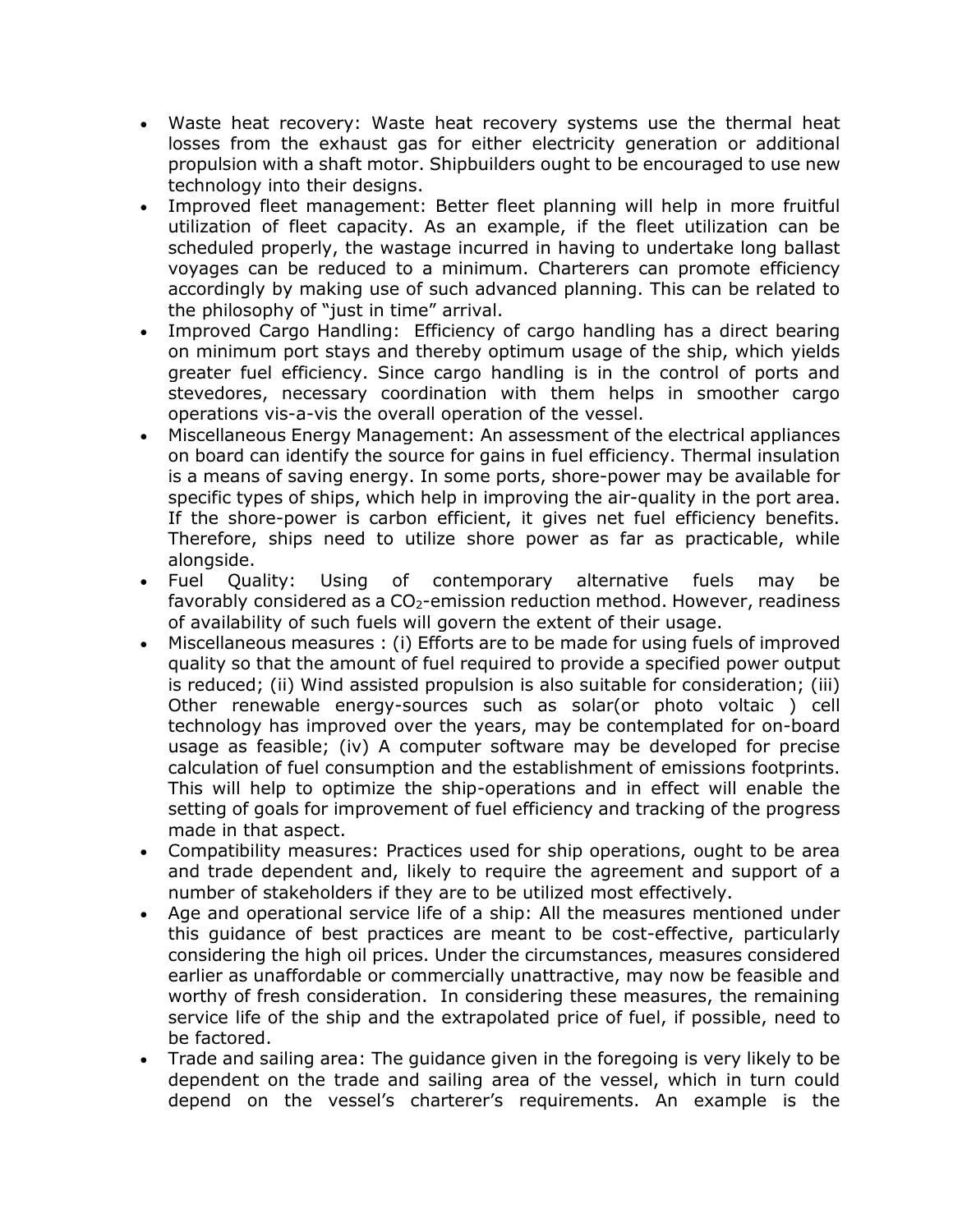- Waste heat recovery: Waste heat recovery systems use the thermal heat losses from the exhaust gas for either electricity generation or additional propulsion with a shaft motor. Shipbuilders ought to be encouraged to use new technology into their designs.
- Improved fleet management: Better fleet planning will help in more fruitful utilization of fleet capacity. As an example, if the fleet utilization can be scheduled properly, the wastage incurred in having to undertake long ballast voyages can be reduced to a minimum. Charterers can promote efficiency accordingly by making use of such advanced planning. This can be related to the philosophy of "just in time" arrival.
- Improved Cargo Handling: Efficiency of cargo handling has a direct bearing on minimum port stays and thereby optimum usage of the ship, which yields greater fuel efficiency. Since cargo handling is in the control of ports and stevedores, necessary coordination with them helps in smoother cargo operations vis-a-vis the overall operation of the vessel.
- Miscellaneous Energy Management: An assessment of the electrical appliances on board can identify the source for gains in fuel efficiency. Thermal insulation is a means of saving energy. In some ports, shore-power may be available for specific types of ships, which help in improving the air-quality in the port area. If the shore-power is carbon efficient, it gives net fuel efficiency benefits. Therefore, ships need to utilize shore power as far as practicable, while alongside.
- Fuel Quality: Using of contemporary alternative fuels may be favorably considered as a $CO_2$-emission reduction method. However, readiness of availability of such fuels will govern the extent of their usage.
- Miscellaneous measures : (i) Efforts are to be made for using fuels of improved quality so that the amount of fuel required to provide a specified power output is reduced; (ii) Wind assisted propulsion is also suitable for consideration; (iii) Other renewable energy-sources such as solar(or photo voltaic ) cell technology has improved over the years, may be contemplated for on-board usage as feasible; (iv) A computer software may be developed for precise calculation of fuel consumption and the establishment of emissions footprints. This will help to optimize the ship-operations and in effect will enable the setting of goals for improvement of fuel efficiency and tracking of the progress made in that aspect.
- Compatibility measures: Practices used for ship operations, ought to be area and trade dependent and, likely to require the agreement and support of a number of stakeholders if they are to be utilized most effectively.
- Age and operational service life of a ship: All the measures mentioned under this guidance of best practices are meant to be cost-effective, particularly considering the high oil prices. Under the circumstances, measures considered earlier as unaffordable or commercially unattractive, may now be feasible and worthy of fresh consideration. In considering these measures, the remaining service life of the ship and the extrapolated price of fuel, if possible, need to be factored.
- Trade and sailing area: The guidance given in the foregoing is very likely to be dependent on the trade and sailing area of the vessel, which in turn could depend on the vessel's charterer's requirements. An example is the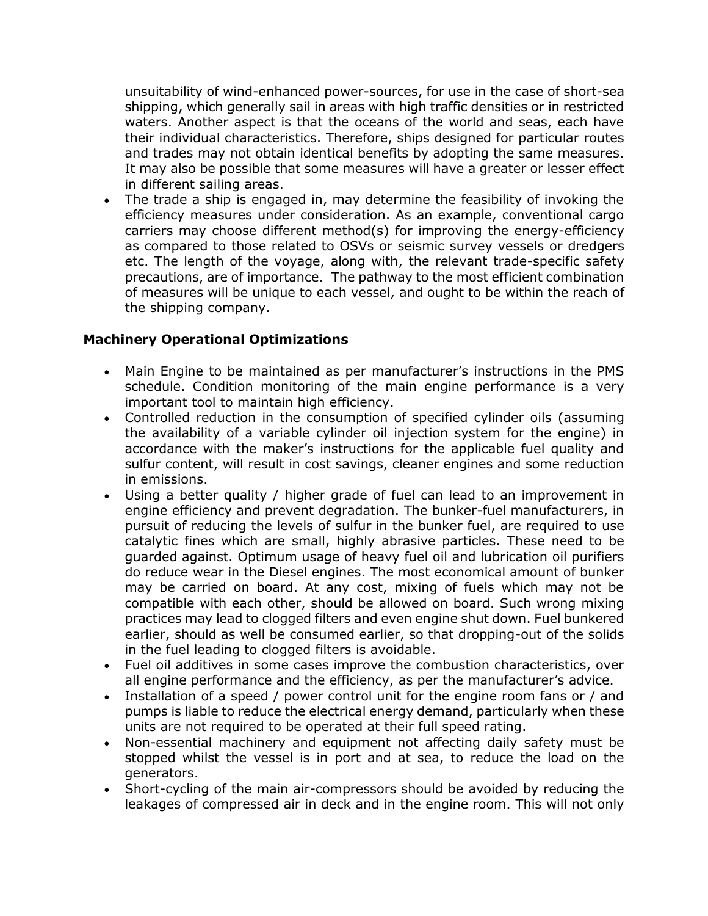unsuitability of wind-enhanced power-sources, for use in the case of short-sea shipping, which generally sail in areas with high traffic densities or in restricted waters. Another aspect is that the oceans of the world and seas, each have their individual characteristics. Therefore, ships designed for particular routes and trades may not obtain identical benefits by adopting the same measures. It may also be possible that some measures will have a greater or lesser effect in different sailing areas.

- The trade a ship is engaged in, may determine the feasibility of invoking the efficiency measures under consideration. As an example, conventional cargo carriers may choose different method(s) for improving the energy-efficiency as compared to those related to OSVs or seismic survey vessels or dredgers etc. The length of the voyage, along with, the relevant trade-specific safety precautions, are of importance. The pathway to the most efficient combination of measures will be unique to each vessel, and ought to be within the reach of the shipping company.

### Machinery Operational Optimizations

- Main Engine to be maintained as per manufacturer's instructions in the PMS schedule. Condition monitoring of the main engine performance is a very important tool to maintain high efficiency.
- Controlled reduction in the consumption of specified cylinder oils (assuming the availability of a variable cylinder oil injection system for the engine) in accordance with the maker's instructions for the applicable fuel quality and sulfur content, will result in cost savings, cleaner engines and some reduction in emissions.
- Using a better quality / higher grade of fuel can lead to an improvement in engine efficiency and prevent degradation. The bunker-fuel manufacturers, in pursuit of reducing the levels of sulfur in the bunker fuel, are required to use catalytic fines which are small, highly abrasive particles. These need to be guarded against. Optimum usage of heavy fuel oil and lubrication oil purifiers do reduce wear in the Diesel engines. The most economical amount of bunker may be carried on board. At any cost, mixing of fuels which may not be compatible with each other, should be allowed on board. Such wrong mixing practices may lead to clogged filters and even engine shut down. Fuel bunkered earlier, should as well be consumed earlier, so that dropping-out of the solids in the fuel leading to clogged filters is avoidable.
- Fuel oil additives in some cases improve the combustion characteristics, over all engine performance and the efficiency, as per the manufacturer's advice.
- Installation of a speed / power control unit for the engine room fans or / and pumps is liable to reduce the electrical energy demand, particularly when these units are not required to be operated at their full speed rating.
- Non-essential machinery and equipment not affecting daily safety must be stopped whilst the vessel is in port and at sea, to reduce the load on the generators.
- Short-cycling of the main air-compressors should be avoided by reducing the leakages of compressed air in deck and in the engine room. This will not only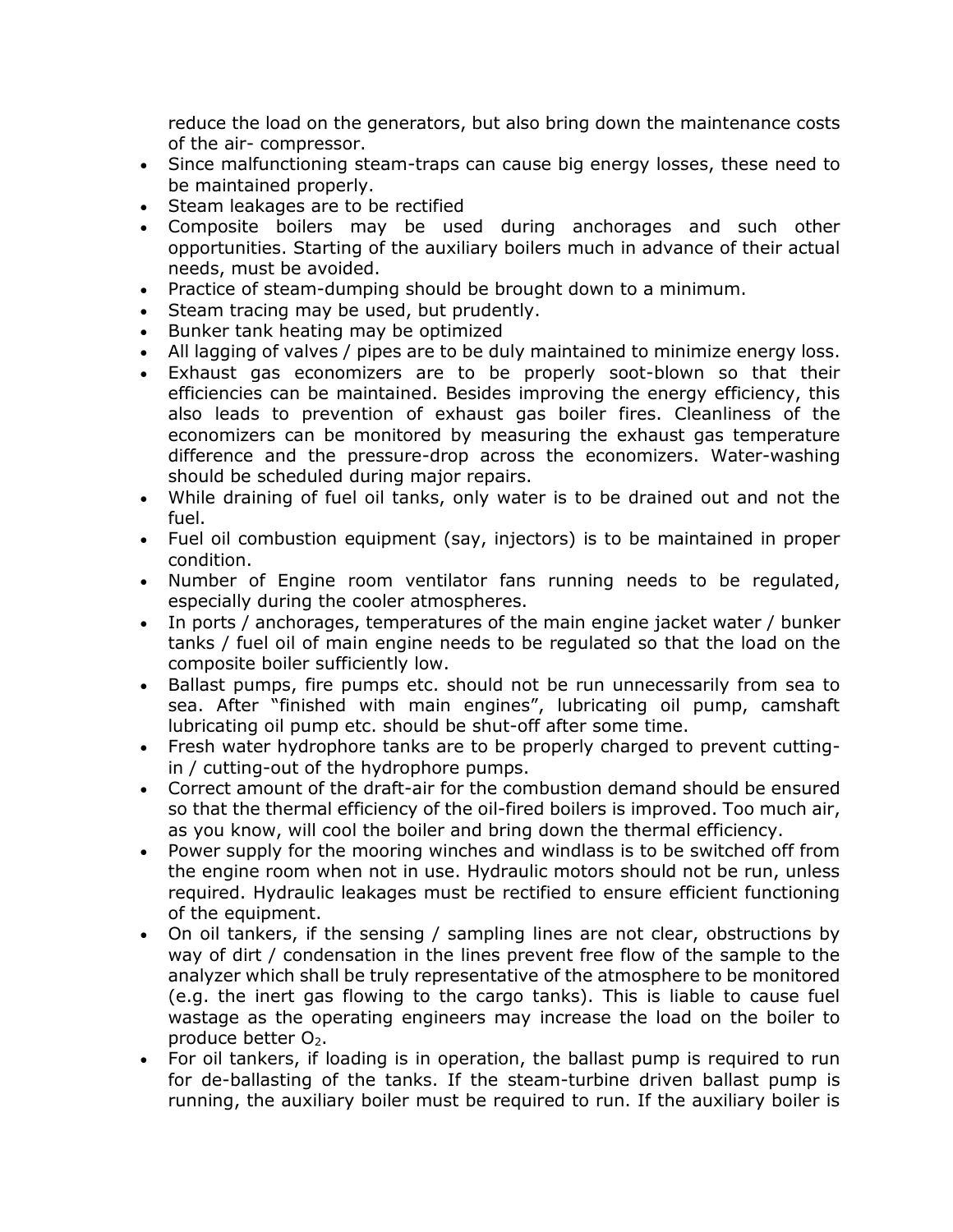reduce the load on the generators, but also bring down the maintenance costs of the air- compressor.

- Since malfunctioning steam-traps can cause big energy losses, these need to be maintained properly.
- Steam leakages are to be rectified
- Composite boilers may be used during anchorages and such other opportunities. Starting of the auxiliary boilers much in advance of their actual needs, must be avoided.
- Practice of steam-dumping should be brought down to a minimum.
- Steam tracing may be used, but prudently.
- Bunker tank heating may be optimized
- All lagging of valves / pipes are to be duly maintained to minimize energy loss.
- Exhaust gas economizers are to be properly soot-blown so that their efficiencies can be maintained. Besides improving the energy efficiency, this also leads to prevention of exhaust gas boiler fires. Cleanliness of the economizers can be monitored by measuring the exhaust gas temperature difference and the pressure-drop across the economizers. Water-washing should be scheduled during major repairs.
- While draining of fuel oil tanks, only water is to be drained out and not the fuel.
- Fuel oil combustion equipment (say, injectors) is to be maintained in proper condition.
- Number of Engine room ventilator fans running needs to be regulated, especially during the cooler atmospheres.
- In ports / anchorages, temperatures of the main engine jacket water / bunker tanks / fuel oil of main engine needs to be regulated so that the load on the composite boiler sufficiently low.
- Ballast pumps, fire pumps etc. should not be run unnecessarily from sea to sea. After "finished with main engines", lubricating oil pump, camshaft lubricating oil pump etc. should be shut-off after some time.
- Fresh water hydrophore tanks are to be properly charged to prevent cutting-in / cutting-out of the hydrophore pumps.
- Correct amount of the draft-air for the combustion demand should be ensured so that the thermal efficiency of the oil-fired boilers is improved. Too much air, as you know, will cool the boiler and bring down the thermal efficiency.
- Power supply for the mooring winches and windlass is to be switched off from the engine room when not in use. Hydraulic motors should not be run, unless required. Hydraulic leakages must be rectified to ensure efficient functioning of the equipment.
- On oil tankers, if the sensing / sampling lines are not clear, obstructions by way of dirt / condensation in the lines prevent free flow of the sample to the analyzer which shall be truly representative of the atmosphere to be monitored (e.g. the inert gas flowing to the cargo tanks). This is liable to cause fuel wastage as the operating engineers may increase the load on the boiler to produce better $O_2$.
- For oil tankers, if loading is in operation, the ballast pump is required to run for de-ballasting of the tanks. If the steam-turbine driven ballast pump is running, the auxiliary boiler must be required to run. If the auxiliary boiler is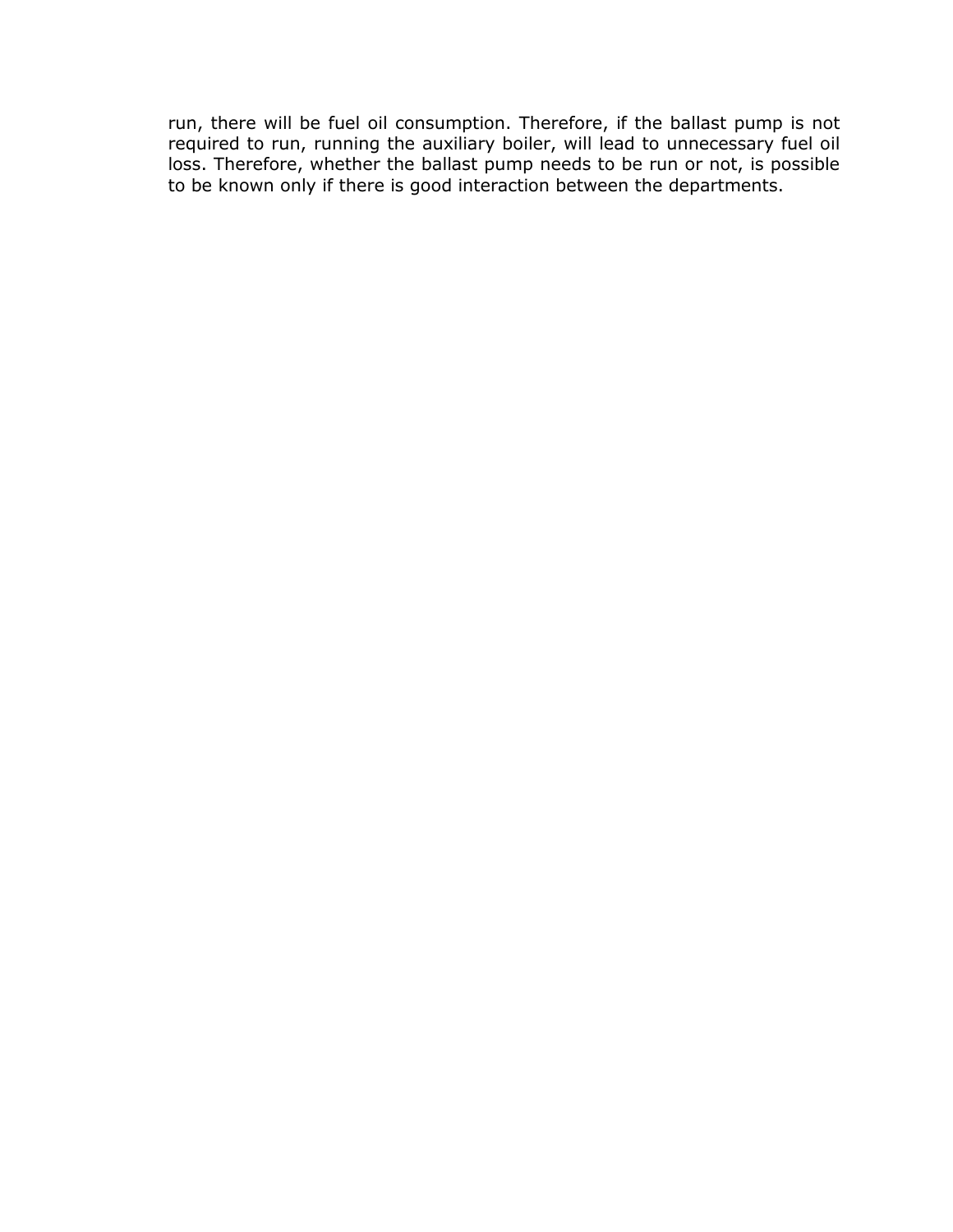run, there will be fuel oil consumption. Therefore, if the ballast pump is not required to run, running the auxiliary boiler, will lead to unnecessary fuel oil loss. Therefore, whether the ballast pump needs to be run or not, is possible to be known only if there is good interaction between the departments.